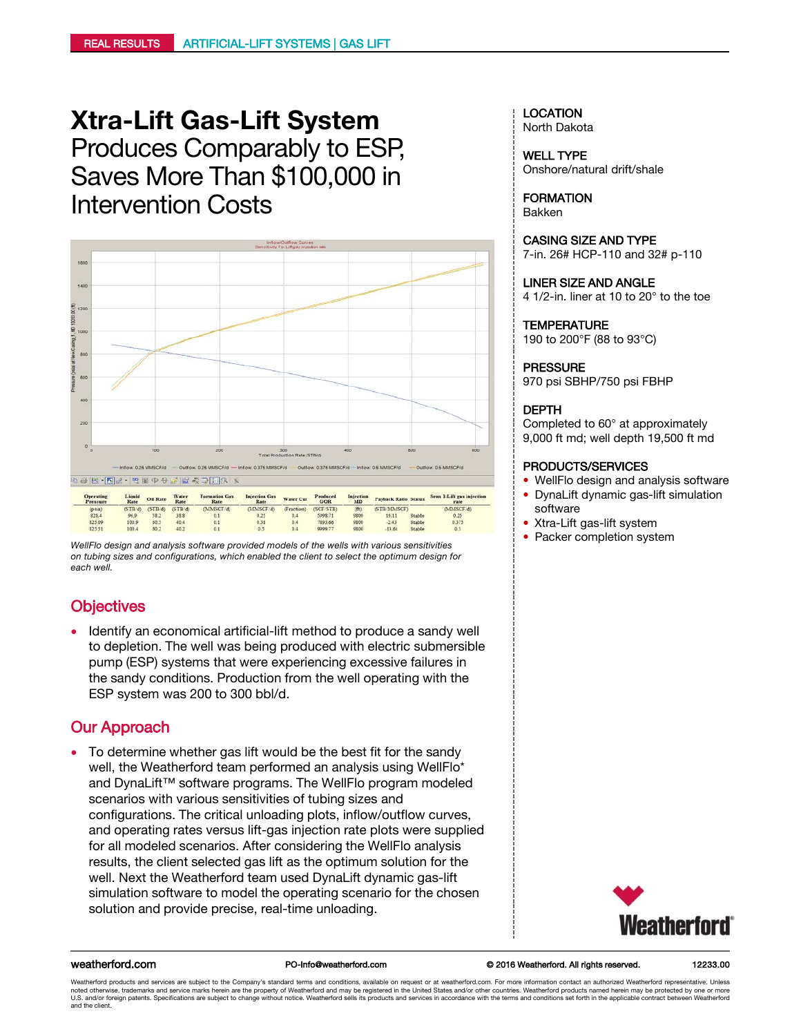REAL RESULTS | ARTIFICIAL-LIFT SYSTEMS | GAS LIFT

# Xtra-Lift Gas-Lift System

## Produces Comparably to ESP, Saves More Than $100,000 in Intervention Costs

| Operating Pressure | Liquid Rate | Oil Rate | Water Rate | Formation Gas Rate | Injection Gas Rate | Water Cut | Produced GOR | Injection MD | Payback Ratio | Status | Sens 1:Lift gas injection rate |
|---|---|---|---|---|---|---|---|---|---|---|---|
| (psia) | (STB/d) | (STB/d) | (STB/d) | (MMSCF/d) | (MMSCF/d) | (Fraction) | (SCF/STB) | (ft) | (STB/MMSCF) | | (MMSCF/d) |
| 828.4 | 96.9 | 58.2 | 38.8 | 0.1 | 0.25 | 0.4 | 5998.71 | 9800 | 15.11 | Stable | 0.25 |
| 823.09 | 100.9 | 60.5 | 40.4 | 0.1 | 0.38 | 0.4 | 7893.66 | 9800 | -2.43 | Stable | 0.375 |
| 825.51 | 100.4 | 60.2 | 40.2 | 0.1 | 0.5 | 0.4 | 9999.77 | 9800 | -13.64 | Stable | 0.5 |

*WellFlo design and analysis software provided models of the wells with various sensitivities on tubing sizes and configurations, which enabled the client to select the optimum design for each well.*

## Objectives

- Identify an economical artificial-lift method to produce a sandy well to depletion. The well was being produced with electric submersible pump (ESP) systems that were experiencing excessive failures in the sandy conditions. Production from the well operating with the ESP system was 200 to 300 bbl/d.

## Our Approach

- To determine whether gas lift would be the best fit for the sandy well, the Weatherford team performed an analysis using WellFlo* and DynaLift™ software programs. The WellFlo program modeled scenarios with various sensitivities of tubing sizes and configurations. The critical unloading plots, inflow/outflow curves, and operating rates versus lift-gas injection rate plots were supplied for all modeled scenarios. After considering the WellFlo analysis results, the client selected gas lift as the optimum solution for the well. Next the Weatherford team used DynaLift dynamic gas-lift simulation software to model the operating scenario for the chosen solution and provide precise, real-time unloading.

**LOCATION**
North Dakota

**WELL TYPE**
Onshore/natural drift/shale

**FORMATION**
Bakken

**CASING SIZE AND TYPE**
7-in. 26# HCP-110 and 32# p-110

**LINER SIZE AND ANGLE**
4 1/2-in. liner at 10 to 20° to the toe

**TEMPERATURE**
190 to 200°F (88 to 93°C)

**PRESSURE**
970 psi SBHP/750 psi FBHP

**DEPTH**
Completed to 60° at approximately 9,000 ft md; well depth 19,500 ft md

**PRODUCTS/SERVICES**
- WellFlo design and analysis software
- DynaLift dynamic gas-lift simulation software
- Xtra-Lift gas-lift system
- Packer completion system

weatherford.com | PO-Info@weatherford.com | © 2016 Weatherford. All rights reserved. | 12233.00

Weatherford products and services are subject to the Company's standard terms and conditions, available on request or at weatherford.com. For more information contact an authorized Weatherford representative. Unless noted otherwise, trademarks and service marks herein are the property of Weatherford and may be registered in the United States and/or other countries. Weatherford products named herein may be protected by one or more U.S. and/or foreign patents. Specifications are subject to change without notice. Weatherford sells its products and services in accordance with the terms and conditions set forth in the applicable contract between Weatherford and the client.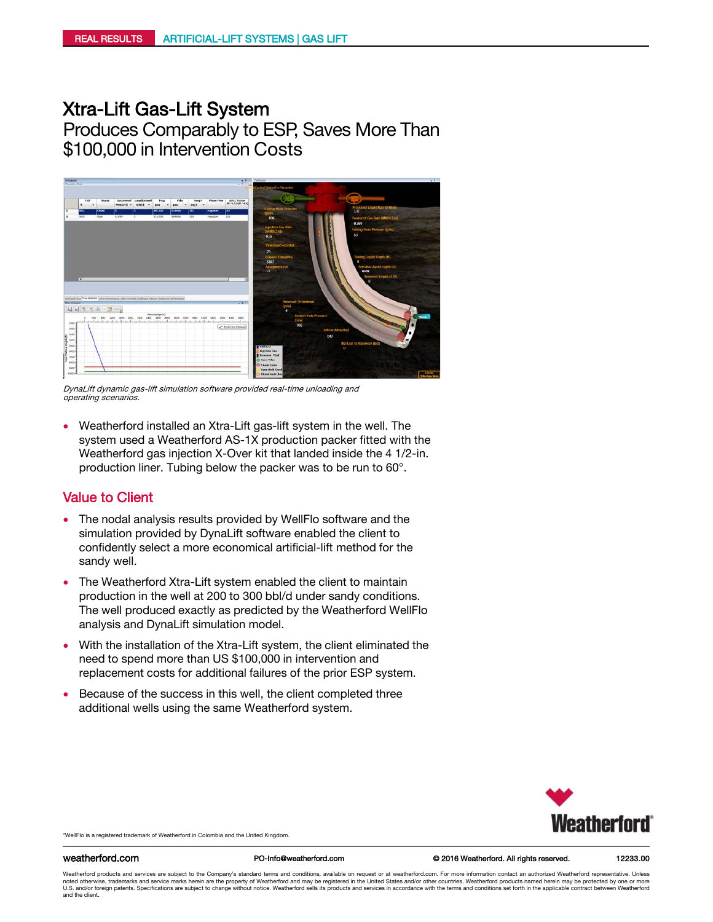# Xtra-Lift Gas-Lift System

## Produces Comparably to ESP, Saves More Than $100,000 in Intervention Costs

*DynaLift dynamic gas-lift simulation software provided real-time unloading and operating scenarios.*

- Weatherford installed an Xtra-Lift gas-lift system in the well. The system used a Weatherford AS-1X production packer fitted with the Weatherford gas injection X-Over kit that landed inside the 4 1/2-in. production liner. Tubing below the packer was to be run to 60°.

## Value to Client

- The nodal analysis results provided by WellFlo software and the simulation provided by DynaLift software enabled the client to confidently select a more economical artificial-lift method for the sandy well.
- The Weatherford Xtra-Lift system enabled the client to maintain production in the well at 200 to 300 bbl/d under sandy conditions. The well produced exactly as predicted by the Weatherford WellFlo analysis and DynaLift simulation model.
- With the installation of the Xtra-Lift system, the client eliminated the need to spend more than US $100,000 in intervention and replacement costs for additional failures of the prior ESP system.
- Because of the success in this well, the client completed three additional wells using the same Weatherford system.

*WellFlo is a registered trademark of Weatherford in Colombia and the United Kingdom.

weatherford.com PO-Info@weatherford.com © 2016 Weatherford. All rights reserved. 12233.00

Weatherford products and services are subject to the Company's standard terms and conditions, available on request or at weatherford.com. For more information contact an authorized Weatherford representative. Unless noted otherwise, trademarks and service marks herein are the property of Weatherford and may be registered in the United States and/or other countries. Weatherford products named herein may be protected by one or more U.S. and/or foreign patents. Specifications are subject to change without notice. Weatherford sells its products and services in accordance with the terms and conditions set forth in the applicable contract between Weatherford and the client.